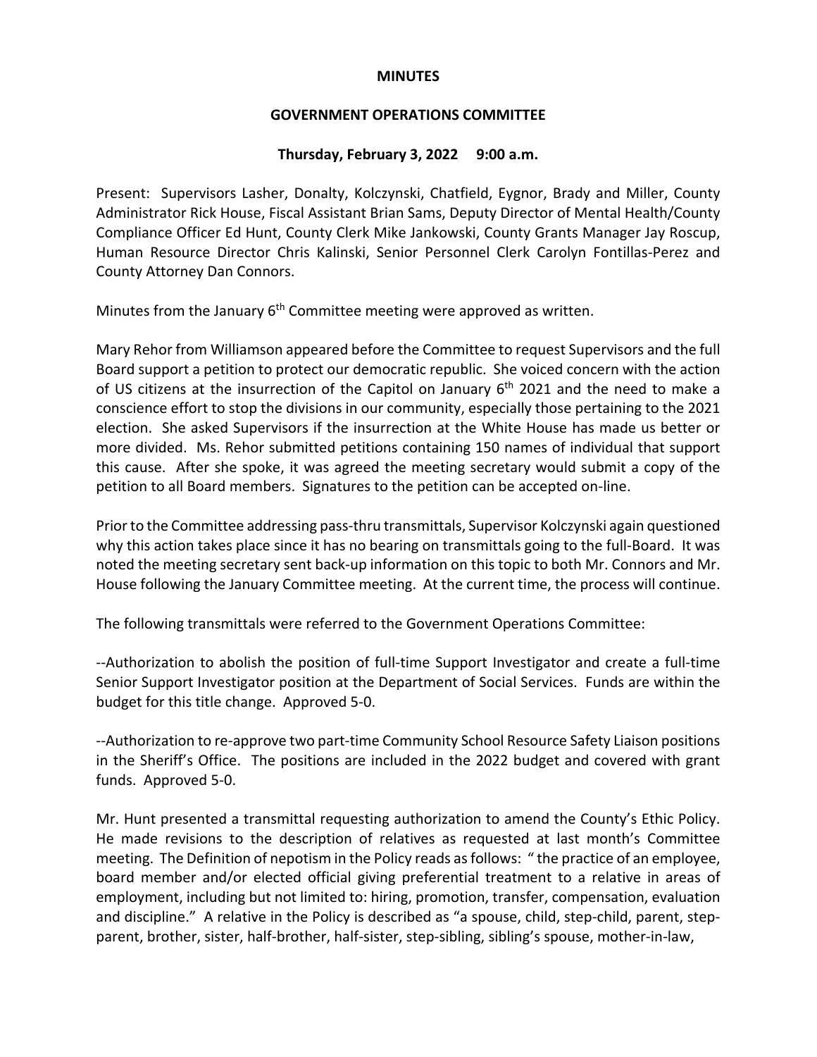**MINUTES**

**GOVERNMENT OPERATIONS COMMITTEE**

**Thursday, February 3, 2022 9:00 a.m.**

Present: Supervisors Lasher, Donalty, Kolczynski, Chatfield, Eygnor, Brady and Miller, County Administrator Rick House, Fiscal Assistant Brian Sams, Deputy Director of Mental Health/County Compliance Officer Ed Hunt, County Clerk Mike Jankowski, County Grants Manager Jay Roscup, Human Resource Director Chris Kalinski, Senior Personnel Clerk Carolyn Fontillas-Perez and County Attorney Dan Connors.

Minutes from the January 6th Committee meeting were approved as written.

Mary Rehor from Williamson appeared before the Committee to request Supervisors and the full Board support a petition to protect our democratic republic. She voiced concern with the action of US citizens at the insurrection of the Capitol on January 6th 2021 and the need to make a conscience effort to stop the divisions in our community, especially those pertaining to the 2021 election. She asked Supervisors if the insurrection at the White House has made us better or more divided. Ms. Rehor submitted petitions containing 150 names of individual that support this cause. After she spoke, it was agreed the meeting secretary would submit a copy of the petition to all Board members. Signatures to the petition can be accepted on-line.

Prior to the Committee addressing pass-thru transmittals, Supervisor Kolczynski again questioned why this action takes place since it has no bearing on transmittals going to the full-Board. It was noted the meeting secretary sent back-up information on this topic to both Mr. Connors and Mr. House following the January Committee meeting. At the current time, the process will continue.

The following transmittals were referred to the Government Operations Committee:

--Authorization to abolish the position of full-time Support Investigator and create a full-time Senior Support Investigator position at the Department of Social Services. Funds are within the budget for this title change. Approved 5-0.

--Authorization to re-approve two part-time Community School Resource Safety Liaison positions in the Sheriff's Office. The positions are included in the 2022 budget and covered with grant funds. Approved 5-0.

Mr. Hunt presented a transmittal requesting authorization to amend the County's Ethic Policy. He made revisions to the description of relatives as requested at last month's Committee meeting. The Definition of nepotism in the Policy reads as follows: " the practice of an employee, board member and/or elected official giving preferential treatment to a relative in areas of employment, including but not limited to: hiring, promotion, transfer, compensation, evaluation and discipline." A relative in the Policy is described as "a spouse, child, step-child, parent, step-parent, brother, sister, half-brother, half-sister, step-sibling, sibling's spouse, mother-in-law,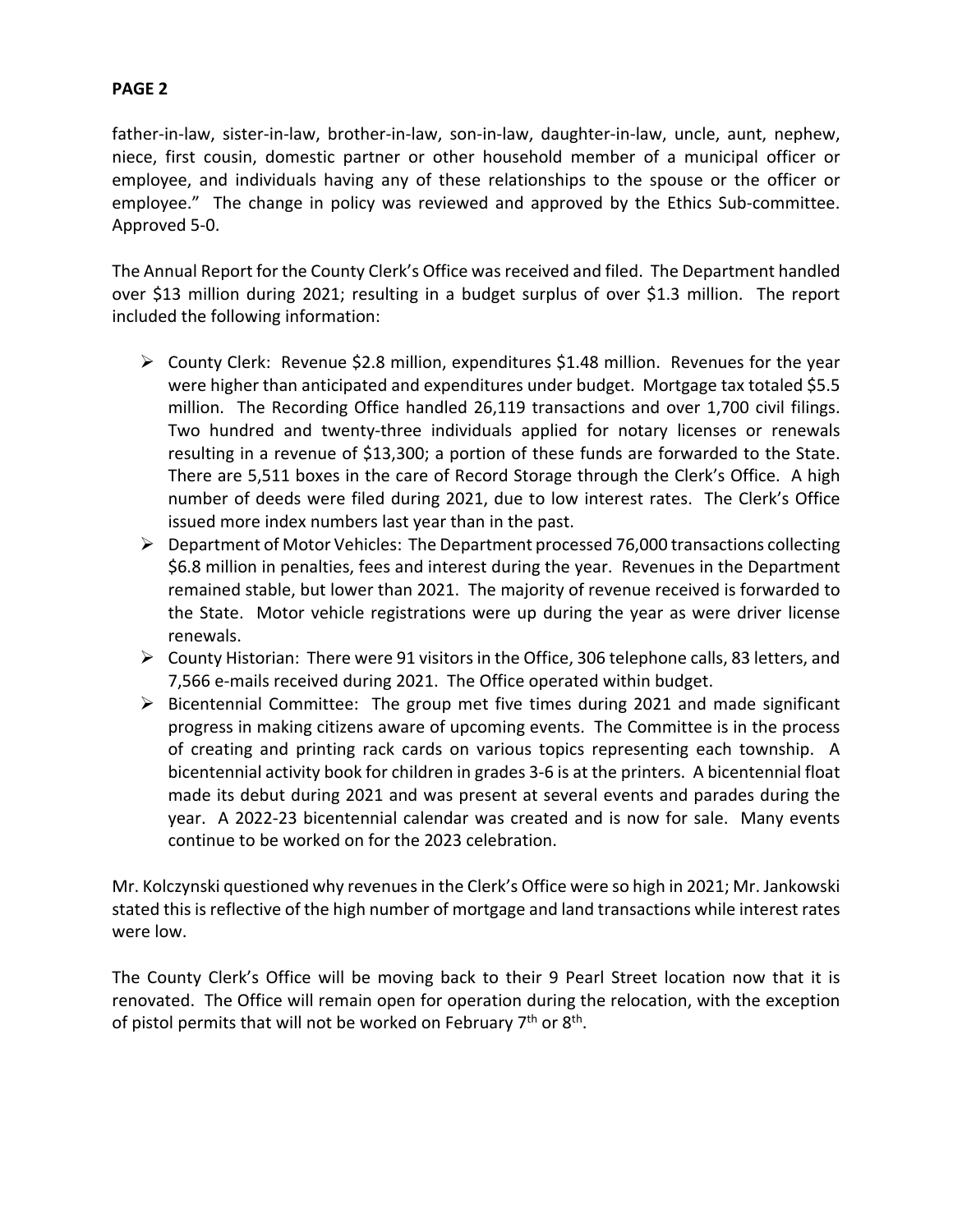father-in-law, sister-in-law, brother-in-law, son-in-law, daughter-in-law, uncle, aunt, nephew, niece, first cousin, domestic partner or other household member of a municipal officer or employee, and individuals having any of these relationships to the spouse or the officer or employee." The change in policy was reviewed and approved by the Ethics Sub-committee. Approved 5-0.

The Annual Report for the County Clerk's Office was received and filed. The Department handled over $13 million during 2021; resulting in a budget surplus of over $1.3 million. The report included the following information:

- County Clerk: Revenue $2.8 million, expenditures $1.48 million. Revenues for the year were higher than anticipated and expenditures under budget. Mortgage tax totaled $5.5 million. The Recording Office handled 26,119 transactions and over 1,700 civil filings. Two hundred and twenty-three individuals applied for notary licenses or renewals resulting in a revenue of $13,300; a portion of these funds are forwarded to the State. There are 5,511 boxes in the care of Record Storage through the Clerk's Office. A high number of deeds were filed during 2021, due to low interest rates. The Clerk's Office issued more index numbers last year than in the past.
- Department of Motor Vehicles: The Department processed 76,000 transactions collecting $6.8 million in penalties, fees and interest during the year. Revenues in the Department remained stable, but lower than 2021. The majority of revenue received is forwarded to the State. Motor vehicle registrations were up during the year as were driver license renewals.
- County Historian: There were 91 visitors in the Office, 306 telephone calls, 83 letters, and 7,566 e-mails received during 2021. The Office operated within budget.
- Bicentennial Committee: The group met five times during 2021 and made significant progress in making citizens aware of upcoming events. The Committee is in the process of creating and printing rack cards on various topics representing each township. A bicentennial activity book for children in grades 3-6 is at the printers. A bicentennial float made its debut during 2021 and was present at several events and parades during the year. A 2022-23 bicentennial calendar was created and is now for sale. Many events continue to be worked on for the 2023 celebration.

Mr. Kolczynski questioned why revenues in the Clerk's Office were so high in 2021; Mr. Jankowski stated this is reflective of the high number of mortgage and land transactions while interest rates were low.

The County Clerk's Office will be moving back to their 9 Pearl Street location now that it is renovated. The Office will remain open for operation during the relocation, with the exception of pistol permits that will not be worked on February 7th or 8th.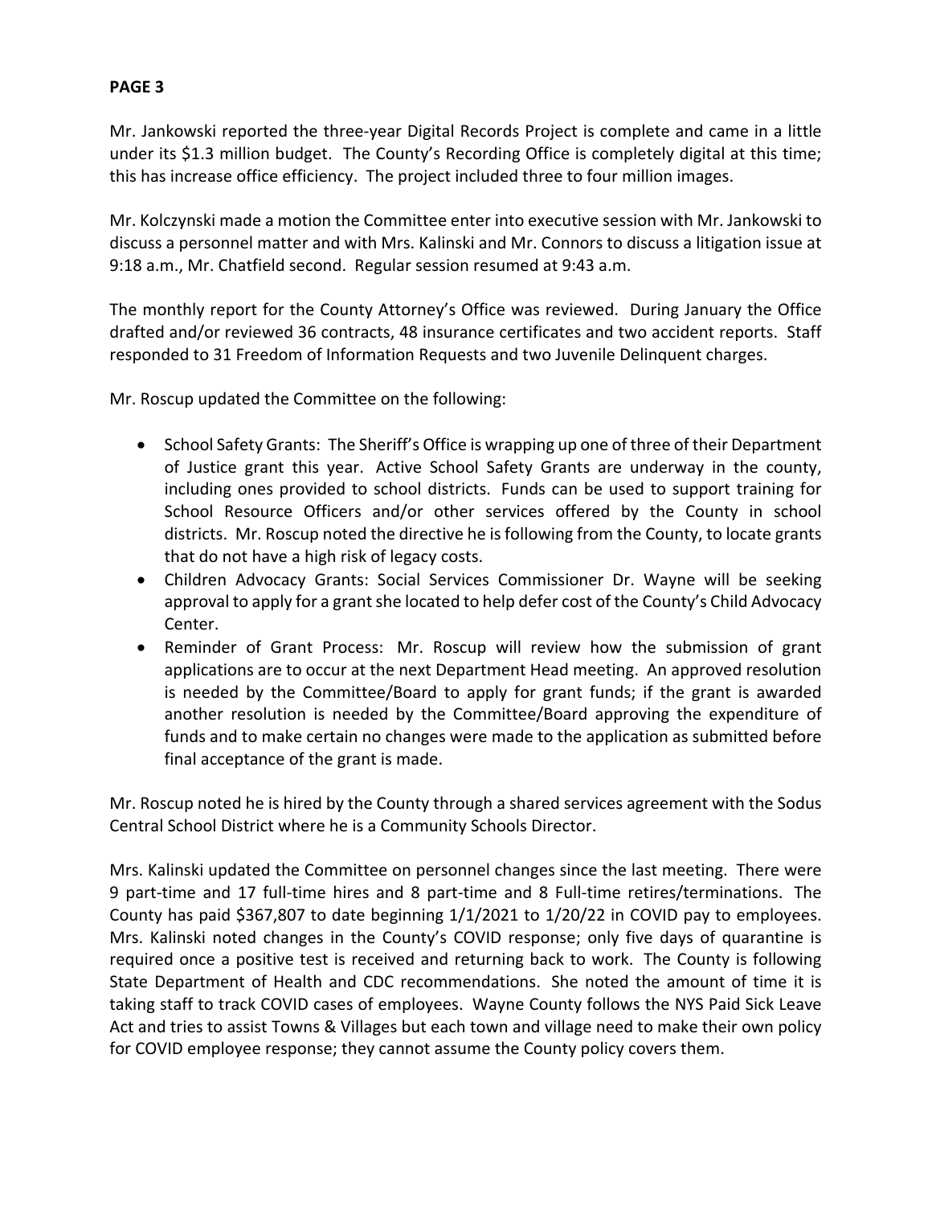Mr. Jankowski reported the three-year Digital Records Project is complete and came in a little under its $1.3 million budget. The County's Recording Office is completely digital at this time; this has increase office efficiency. The project included three to four million images.

Mr. Kolczynski made a motion the Committee enter into executive session with Mr. Jankowski to discuss a personnel matter and with Mrs. Kalinski and Mr. Connors to discuss a litigation issue at 9:18 a.m., Mr. Chatfield second. Regular session resumed at 9:43 a.m.

The monthly report for the County Attorney's Office was reviewed. During January the Office drafted and/or reviewed 36 contracts, 48 insurance certificates and two accident reports. Staff responded to 31 Freedom of Information Requests and two Juvenile Delinquent charges.

Mr. Roscup updated the Committee on the following:

- School Safety Grants: The Sheriff's Office is wrapping up one of three of their Department of Justice grant this year. Active School Safety Grants are underway in the county, including ones provided to school districts. Funds can be used to support training for School Resource Officers and/or other services offered by the County in school districts. Mr. Roscup noted the directive he is following from the County, to locate grants that do not have a high risk of legacy costs.
- Children Advocacy Grants: Social Services Commissioner Dr. Wayne will be seeking approval to apply for a grant she located to help defer cost of the County's Child Advocacy Center.
- Reminder of Grant Process: Mr. Roscup will review how the submission of grant applications are to occur at the next Department Head meeting. An approved resolution is needed by the Committee/Board to apply for grant funds; if the grant is awarded another resolution is needed by the Committee/Board approving the expenditure of funds and to make certain no changes were made to the application as submitted before final acceptance of the grant is made.

Mr. Roscup noted he is hired by the County through a shared services agreement with the Sodus Central School District where he is a Community Schools Director.

Mrs. Kalinski updated the Committee on personnel changes since the last meeting. There were 9 part-time and 17 full-time hires and 8 part-time and 8 Full-time retires/terminations. The County has paid $367,807 to date beginning 1/1/2021 to 1/20/22 in COVID pay to employees. Mrs. Kalinski noted changes in the County's COVID response; only five days of quarantine is required once a positive test is received and returning back to work. The County is following State Department of Health and CDC recommendations. She noted the amount of time it is taking staff to track COVID cases of employees. Wayne County follows the NYS Paid Sick Leave Act and tries to assist Towns & Villages but each town and village need to make their own policy for COVID employee response; they cannot assume the County policy covers them.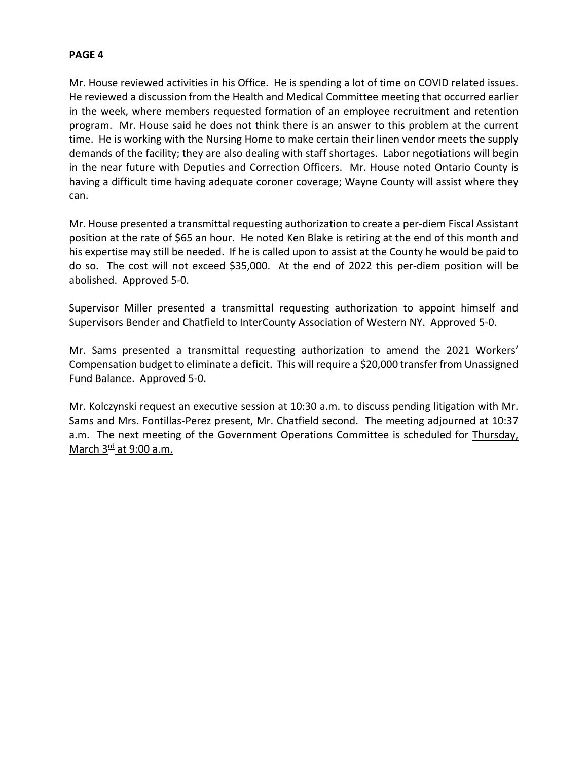**PAGE 4**

Mr. House reviewed activities in his Office. He is spending a lot of time on COVID related issues. He reviewed a discussion from the Health and Medical Committee meeting that occurred earlier in the week, where members requested formation of an employee recruitment and retention program. Mr. House said he does not think there is an answer to this problem at the current time. He is working with the Nursing Home to make certain their linen vendor meets the supply demands of the facility; they are also dealing with staff shortages. Labor negotiations will begin in the near future with Deputies and Correction Officers. Mr. House noted Ontario County is having a difficult time having adequate coroner coverage; Wayne County will assist where they can.

Mr. House presented a transmittal requesting authorization to create a per-diem Fiscal Assistant position at the rate of $65 an hour. He noted Ken Blake is retiring at the end of this month and his expertise may still be needed. If he is called upon to assist at the County he would be paid to do so. The cost will not exceed $35,000. At the end of 2022 this per-diem position will be abolished. Approved 5-0.

Supervisor Miller presented a transmittal requesting authorization to appoint himself and Supervisors Bender and Chatfield to InterCounty Association of Western NY. Approved 5-0.

Mr. Sams presented a transmittal requesting authorization to amend the 2021 Workers' Compensation budget to eliminate a deficit. This will require a $20,000 transfer from Unassigned Fund Balance. Approved 5-0.

Mr. Kolczynski request an executive session at 10:30 a.m. to discuss pending litigation with Mr. Sams and Mrs. Fontillas-Perez present, Mr. Chatfield second. The meeting adjourned at 10:37 a.m. The next meeting of the Government Operations Committee is scheduled for Thursday, March 3rd at 9:00 a.m.